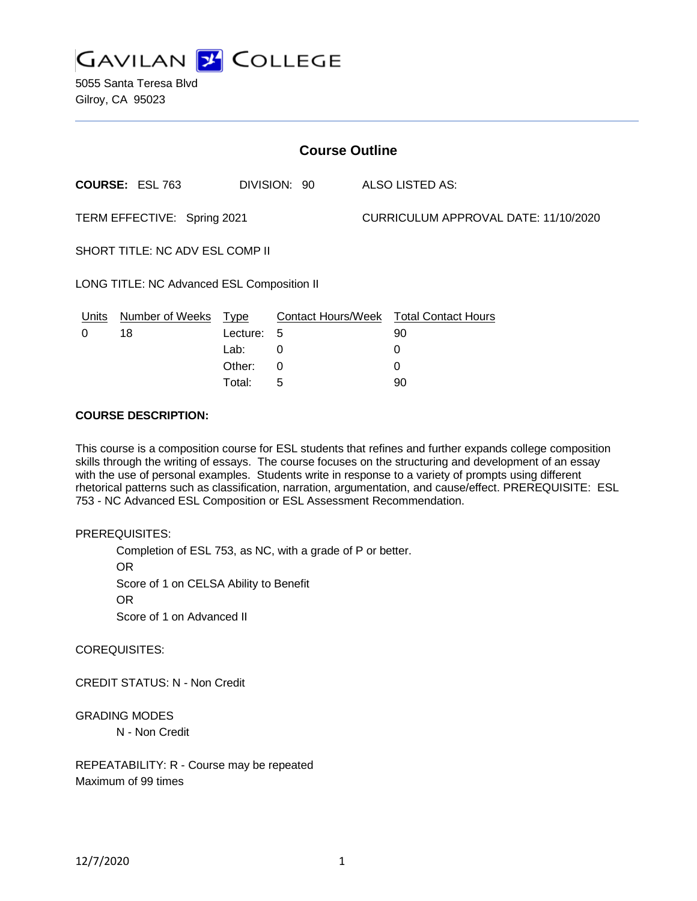# GAVILAN COLLEGE

5055 Santa Teresa Blvd
Gilroy, CA 95023

## Course Outline

**COURSE:** ESL 763 DIVISION: 90 ALSO LISTED AS:

TERM EFFECTIVE: Spring 2021 CURRICULUM APPROVAL DATE: 11/10/2020

SHORT TITLE: NC ADV ESL COMP II

LONG TITLE: NC Advanced ESL Composition II

| Units | Number of Weeks | Type | Contact Hours/Week | Total Contact Hours |
|---|---|---|---|---|
| 0 | 18 | Lecture: | 5 | 90 |
| | | Lab: | 0 | 0 |
| | | Other: | 0 | 0 |
| | | Total: | 5 | 90 |

**COURSE DESCRIPTION:**

This course is a composition course for ESL students that refines and further expands college composition skills through the writing of essays. The course focuses on the structuring and development of an essay with the use of personal examples. Students write in response to a variety of prompts using different rhetorical patterns such as classification, narration, argumentation, and cause/effect. PREREQUISITE: ESL 753 - NC Advanced ESL Composition or ESL Assessment Recommendation.

PREREQUISITES:

Completion of ESL 753, as NC, with a grade of P or better.
OR
Score of 1 on CELSA Ability to Benefit
OR
Score of 1 on Advanced II

COREQUISITES:

CREDIT STATUS: N - Non Credit

GRADING MODES

N - Non Credit

REPEATABILITY: R - Course may be repeated
Maximum of 99 times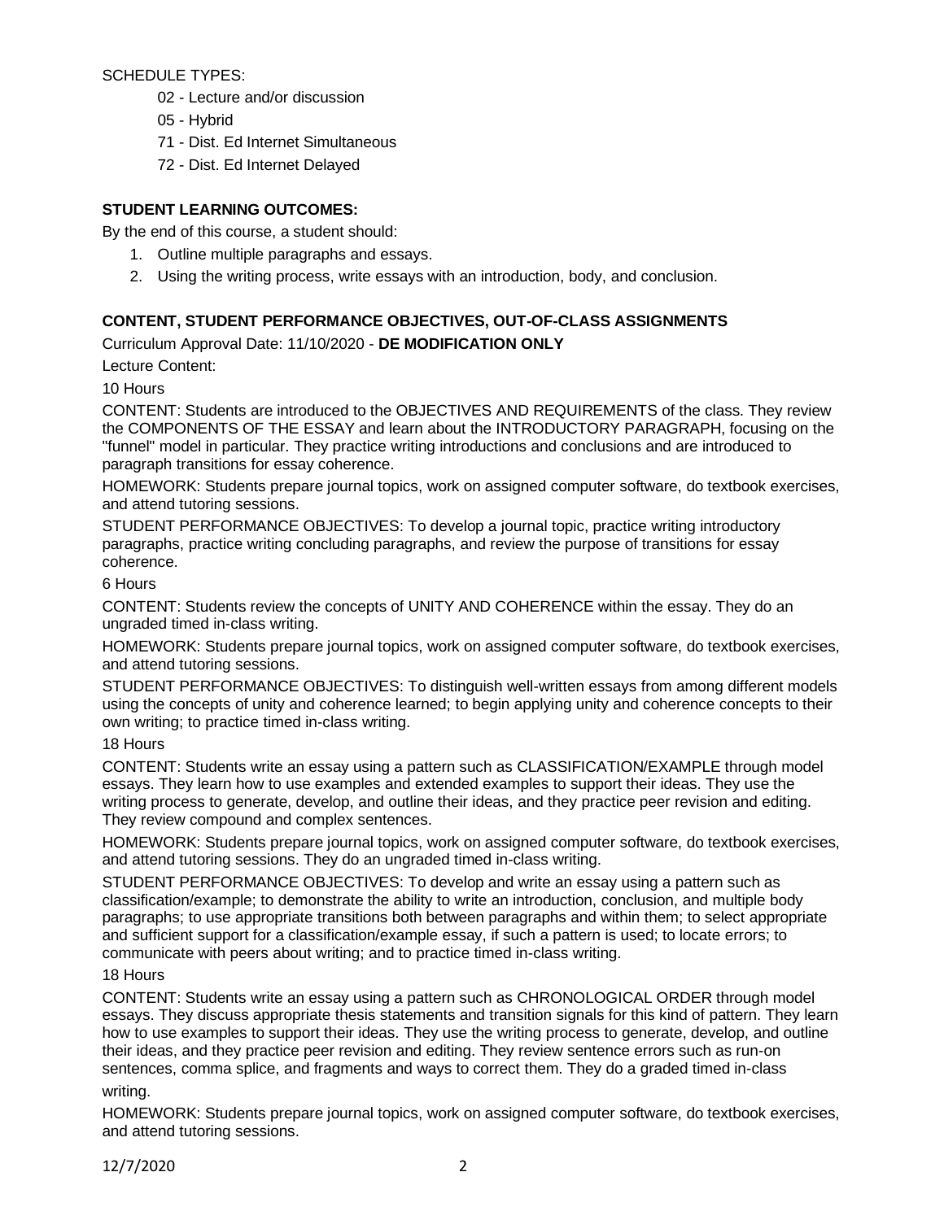SCHEDULE TYPES:

- 02 - Lecture and/or discussion
- 05 - Hybrid
- 71 - Dist. Ed Internet Simultaneous
- 72 - Dist. Ed Internet Delayed

**STUDENT LEARNING OUTCOMES:**

By the end of this course, a student should:

1. Outline multiple paragraphs and essays.
2. Using the writing process, write essays with an introduction, body, and conclusion.

**CONTENT, STUDENT PERFORMANCE OBJECTIVES, OUT-OF-CLASS ASSIGNMENTS**

Curriculum Approval Date: 11/10/2020 - **DE MODIFICATION ONLY**

Lecture Content:

10 Hours

CONTENT: Students are introduced to the OBJECTIVES AND REQUIREMENTS of the class. They review the COMPONENTS OF THE ESSAY and learn about the INTRODUCTORY PARAGRAPH, focusing on the "funnel" model in particular. They practice writing introductions and conclusions and are introduced to paragraph transitions for essay coherence.

HOMEWORK: Students prepare journal topics, work on assigned computer software, do textbook exercises, and attend tutoring sessions.

STUDENT PERFORMANCE OBJECTIVES: To develop a journal topic, practice writing introductory paragraphs, practice writing concluding paragraphs, and review the purpose of transitions for essay coherence.

6 Hours

CONTENT: Students review the concepts of UNITY AND COHERENCE within the essay. They do an ungraded timed in-class writing.

HOMEWORK: Students prepare journal topics, work on assigned computer software, do textbook exercises, and attend tutoring sessions.

STUDENT PERFORMANCE OBJECTIVES: To distinguish well-written essays from among different models using the concepts of unity and coherence learned; to begin applying unity and coherence concepts to their own writing; to practice timed in-class writing.

18 Hours

CONTENT: Students write an essay using a pattern such as CLASSIFICATION/EXAMPLE through model essays. They learn how to use examples and extended examples to support their ideas. They use the writing process to generate, develop, and outline their ideas, and they practice peer revision and editing. They review compound and complex sentences.

HOMEWORK: Students prepare journal topics, work on assigned computer software, do textbook exercises, and attend tutoring sessions. They do an ungraded timed in-class writing.

STUDENT PERFORMANCE OBJECTIVES: To develop and write an essay using a pattern such as classification/example; to demonstrate the ability to write an introduction, conclusion, and multiple body paragraphs; to use appropriate transitions both between paragraphs and within them; to select appropriate and sufficient support for a classification/example essay, if such a pattern is used; to locate errors; to communicate with peers about writing; and to practice timed in-class writing.

18 Hours

CONTENT: Students write an essay using a pattern such as CHRONOLOGICAL ORDER through model essays. They discuss appropriate thesis statements and transition signals for this kind of pattern. They learn how to use examples to support their ideas. They use the writing process to generate, develop, and outline their ideas, and they practice peer revision and editing. They review sentence errors such as run-on sentences, comma splice, and fragments and ways to correct them. They do a graded timed in-class writing.

HOMEWORK: Students prepare journal topics, work on assigned computer software, do textbook exercises, and attend tutoring sessions.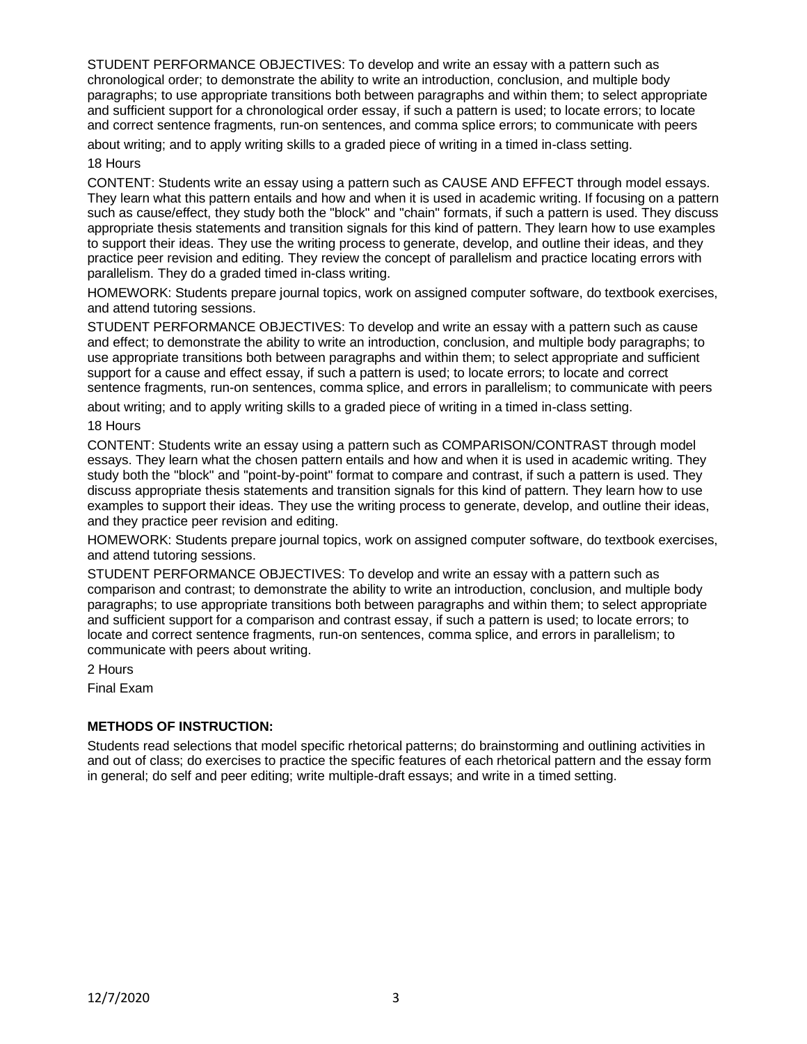STUDENT PERFORMANCE OBJECTIVES: To develop and write an essay with a pattern such as chronological order; to demonstrate the ability to write an introduction, conclusion, and multiple body paragraphs; to use appropriate transitions both between paragraphs and within them; to select appropriate and sufficient support for a chronological order essay, if such a pattern is used; to locate errors; to locate and correct sentence fragments, run-on sentences, and comma splice errors; to communicate with peers about writing; and to apply writing skills to a graded piece of writing in a timed in-class setting.

18 Hours

CONTENT: Students write an essay using a pattern such as CAUSE AND EFFECT through model essays. They learn what this pattern entails and how and when it is used in academic writing. If focusing on a pattern such as cause/effect, they study both the "block" and "chain" formats, if such a pattern is used. They discuss appropriate thesis statements and transition signals for this kind of pattern. They learn how to use examples to support their ideas. They use the writing process to generate, develop, and outline their ideas, and they practice peer revision and editing. They review the concept of parallelism and practice locating errors with parallelism. They do a graded timed in-class writing.

HOMEWORK: Students prepare journal topics, work on assigned computer software, do textbook exercises, and attend tutoring sessions.

STUDENT PERFORMANCE OBJECTIVES: To develop and write an essay with a pattern such as cause and effect; to demonstrate the ability to write an introduction, conclusion, and multiple body paragraphs; to use appropriate transitions both between paragraphs and within them; to select appropriate and sufficient support for a cause and effect essay, if such a pattern is used; to locate errors; to locate and correct sentence fragments, run-on sentences, comma splice, and errors in parallelism; to communicate with peers about writing; and to apply writing skills to a graded piece of writing in a timed in-class setting.

18 Hours

CONTENT: Students write an essay using a pattern such as COMPARISON/CONTRAST through model essays. They learn what the chosen pattern entails and how and when it is used in academic writing. They study both the "block" and "point-by-point" format to compare and contrast, if such a pattern is used. They discuss appropriate thesis statements and transition signals for this kind of pattern. They learn how to use examples to support their ideas. They use the writing process to generate, develop, and outline their ideas, and they practice peer revision and editing.

HOMEWORK: Students prepare journal topics, work on assigned computer software, do textbook exercises, and attend tutoring sessions.

STUDENT PERFORMANCE OBJECTIVES: To develop and write an essay with a pattern such as comparison and contrast; to demonstrate the ability to write an introduction, conclusion, and multiple body paragraphs; to use appropriate transitions both between paragraphs and within them; to select appropriate and sufficient support for a comparison and contrast essay, if such a pattern is used; to locate errors; to locate and correct sentence fragments, run-on sentences, comma splice, and errors in parallelism; to communicate with peers about writing.

2 Hours

Final Exam

**METHODS OF INSTRUCTION:**

Students read selections that model specific rhetorical patterns; do brainstorming and outlining activities in and out of class; do exercises to practice the specific features of each rhetorical pattern and the essay form in general; do self and peer editing; write multiple-draft essays; and write in a timed setting.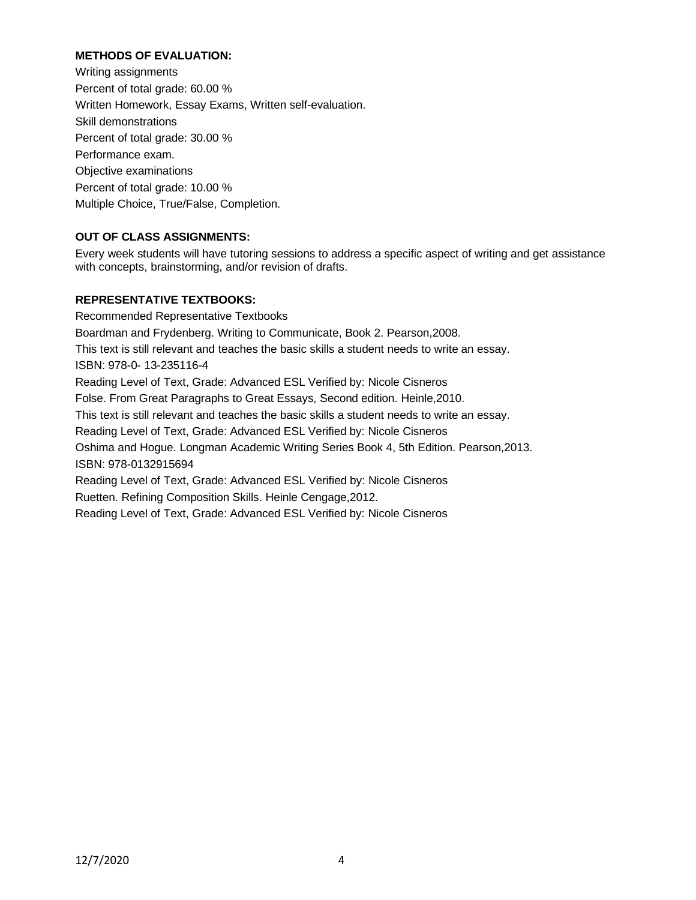**METHODS OF EVALUATION:**

Writing assignments
Percent of total grade: 60.00 %
Written Homework, Essay Exams, Written self-evaluation.
Skill demonstrations
Percent of total grade: 30.00 %
Performance exam.
Objective examinations
Percent of total grade: 10.00 %
Multiple Choice, True/False, Completion.

**OUT OF CLASS ASSIGNMENTS:**

Every week students will have tutoring sessions to address a specific aspect of writing and get assistance with concepts, brainstorming, and/or revision of drafts.

**REPRESENTATIVE TEXTBOOKS:**

Recommended Representative Textbooks
Boardman and Frydenberg. Writing to Communicate, Book 2. Pearson,2008.
This text is still relevant and teaches the basic skills a student needs to write an essay.
ISBN: 978-0- 13-235116-4
Reading Level of Text, Grade: Advanced ESL Verified by: Nicole Cisneros
Folse. From Great Paragraphs to Great Essays, Second edition. Heinle,2010.
This text is still relevant and teaches the basic skills a student needs to write an essay.
Reading Level of Text, Grade: Advanced ESL Verified by: Nicole Cisneros
Oshima and Hogue. Longman Academic Writing Series Book 4, 5th Edition. Pearson,2013.
ISBN: 978-0132915694
Reading Level of Text, Grade: Advanced ESL Verified by: Nicole Cisneros
Ruetten. Refining Composition Skills. Heinle Cengage,2012.
Reading Level of Text, Grade: Advanced ESL Verified by: Nicole Cisneros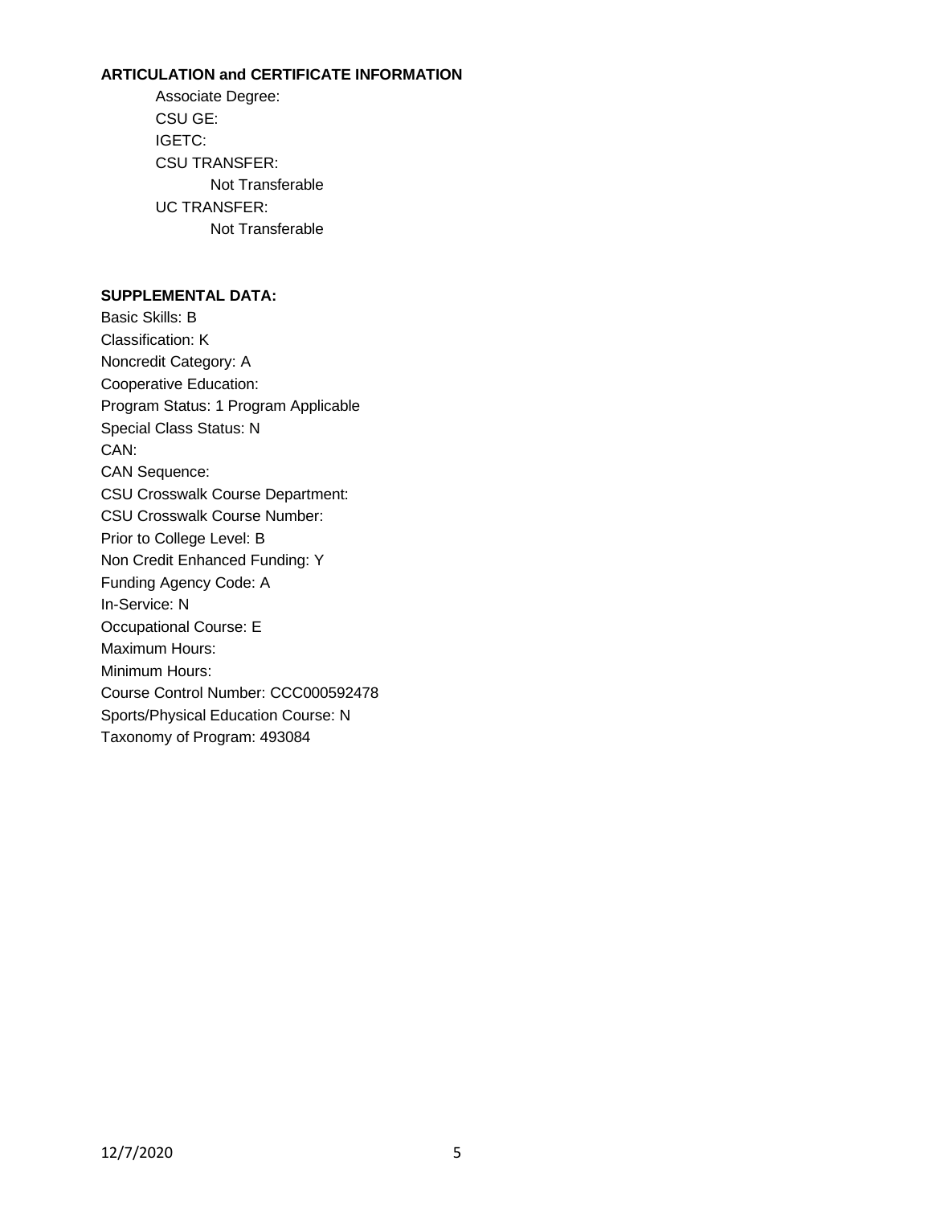**ARTICULATION and CERTIFICATE INFORMATION**

Associate Degree:
CSU GE:
IGETC:
CSU TRANSFER:
Not Transferable
UC TRANSFER:
Not Transferable

**SUPPLEMENTAL DATA:**

Basic Skills: B
Classification: K
Noncredit Category: A
Cooperative Education:
Program Status: 1 Program Applicable
Special Class Status: N
CAN:
CAN Sequence:
CSU Crosswalk Course Department:
CSU Crosswalk Course Number:
Prior to College Level: B
Non Credit Enhanced Funding: Y
Funding Agency Code: A
In-Service: N
Occupational Course: E
Maximum Hours:
Minimum Hours:
Course Control Number: CCC000592478
Sports/Physical Education Course: N
Taxonomy of Program: 493084